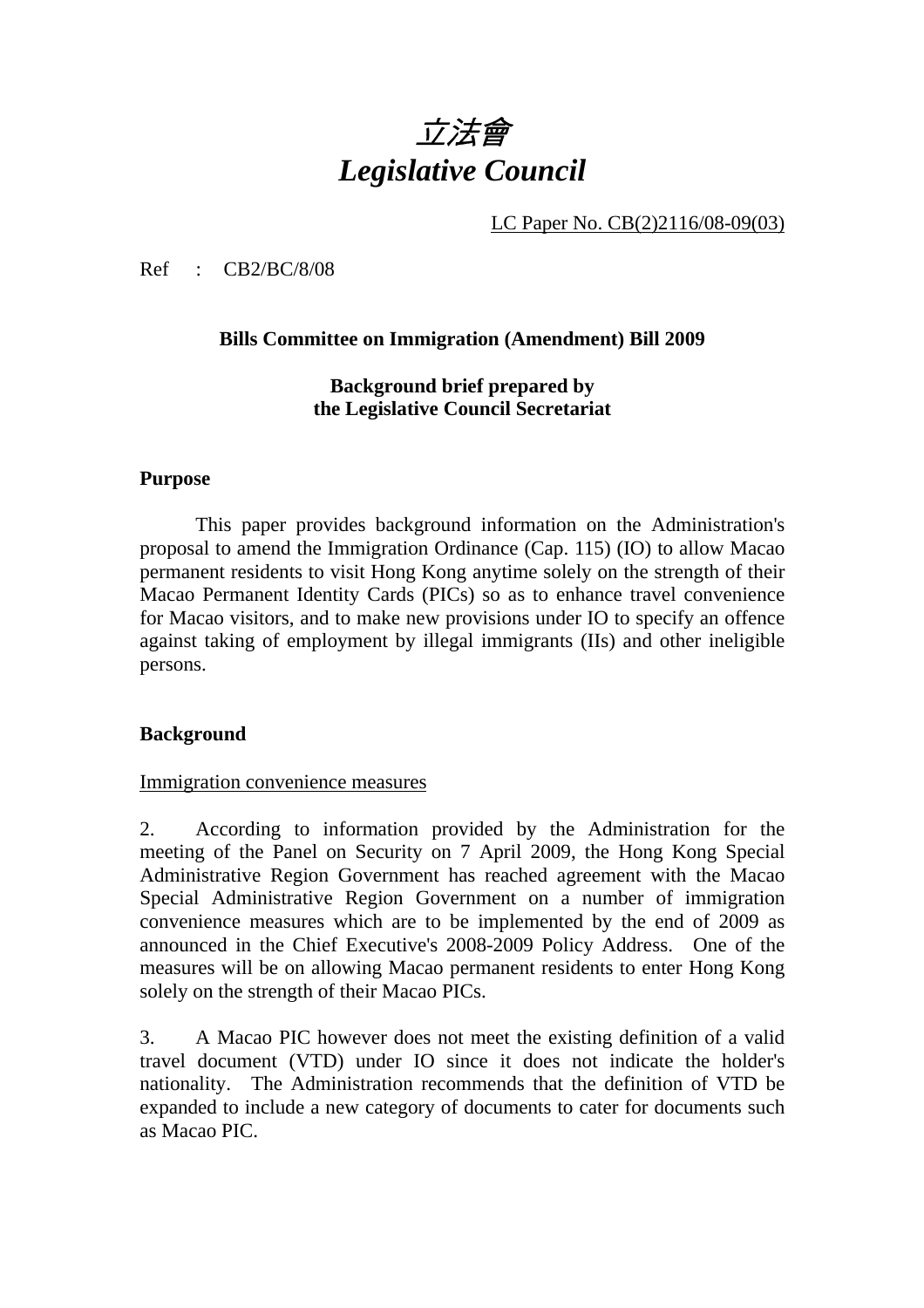# *立法會*
# *Legislative Council*

LC Paper No. CB(2)2116/08-09(03)

Ref : CB2/BC/8/08

**Bills Committee on Immigration (Amendment) Bill 2009**

**Background brief prepared by the Legislative Council Secretariat**

**Purpose**

This paper provides background information on the Administration's proposal to amend the Immigration Ordinance (Cap. 115) (IO) to allow Macao permanent residents to visit Hong Kong anytime solely on the strength of their Macao Permanent Identity Cards (PICs) so as to enhance travel convenience for Macao visitors, and to make new provisions under IO to specify an offence against taking of employment by illegal immigrants (IIs) and other ineligible persons.

**Background**

Immigration convenience measures

2. According to information provided by the Administration for the meeting of the Panel on Security on 7 April 2009, the Hong Kong Special Administrative Region Government has reached agreement with the Macao Special Administrative Region Government on a number of immigration convenience measures which are to be implemented by the end of 2009 as announced in the Chief Executive's 2008-2009 Policy Address. One of the measures will be on allowing Macao permanent residents to enter Hong Kong solely on the strength of their Macao PICs.

3. A Macao PIC however does not meet the existing definition of a valid travel document (VTD) under IO since it does not indicate the holder's nationality. The Administration recommends that the definition of VTD be expanded to include a new category of documents to cater for documents such as Macao PIC.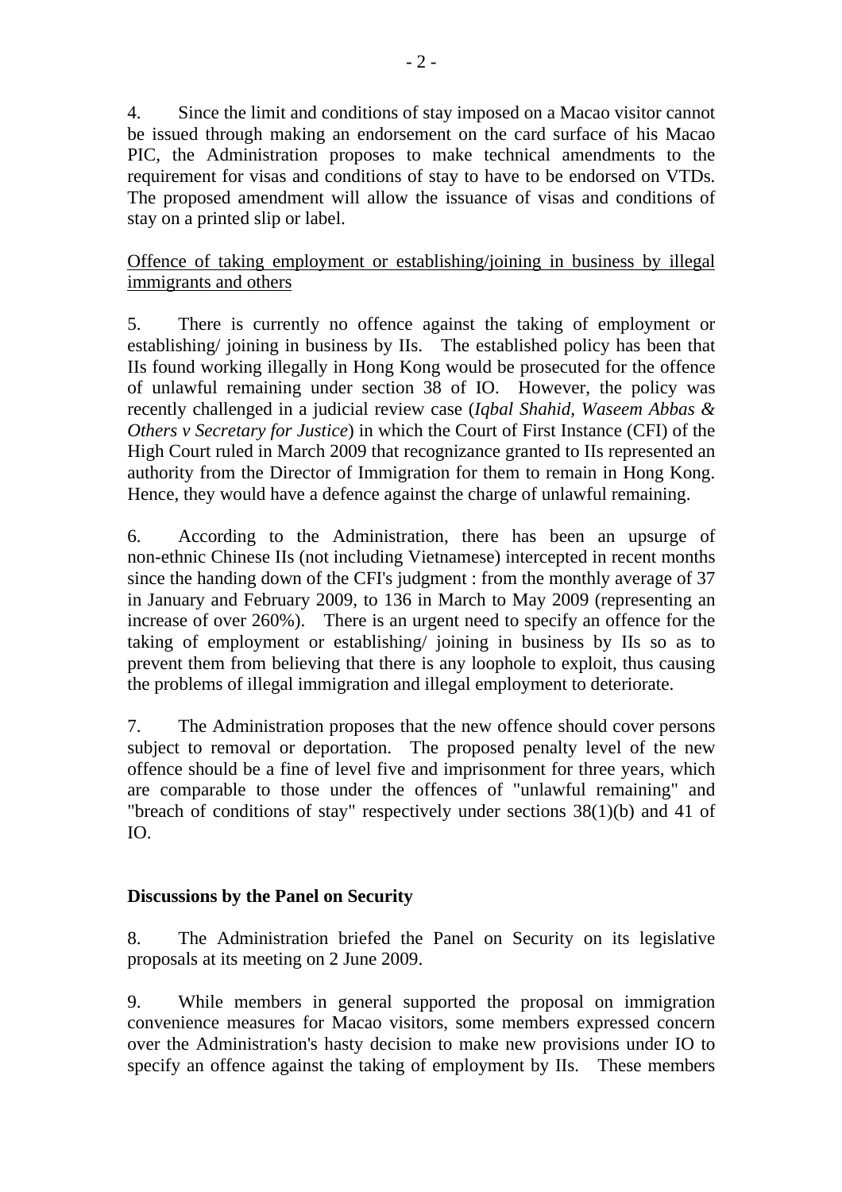4. Since the limit and conditions of stay imposed on a Macao visitor cannot be issued through making an endorsement on the card surface of his Macao PIC, the Administration proposes to make technical amendments to the requirement for visas and conditions of stay to have to be endorsed on VTDs. The proposed amendment will allow the issuance of visas and conditions of stay on a printed slip or label.

<u>Offence of taking employment or establishing/joining in business by illegal immigrants and others</u>

5. There is currently no offence against the taking of employment or establishing/ joining in business by IIs. The established policy has been that IIs found working illegally in Hong Kong would be prosecuted for the offence of unlawful remaining under section 38 of IO. However, the policy was recently challenged in a judicial review case (*Iqbal Shahid, Waseem Abbas & Others v Secretary for Justice*) in which the Court of First Instance (CFI) of the High Court ruled in March 2009 that recognizance granted to IIs represented an authority from the Director of Immigration for them to remain in Hong Kong. Hence, they would have a defence against the charge of unlawful remaining.

6. According to the Administration, there has been an upsurge of non-ethnic Chinese IIs (not including Vietnamese) intercepted in recent months since the handing down of the CFI's judgment : from the monthly average of 37 in January and February 2009, to 136 in March to May 2009 (representing an increase of over 260%). There is an urgent need to specify an offence for the taking of employment or establishing/ joining in business by IIs so as to prevent them from believing that there is any loophole to exploit, thus causing the problems of illegal immigration and illegal employment to deteriorate.

7. The Administration proposes that the new offence should cover persons subject to removal or deportation. The proposed penalty level of the new offence should be a fine of level five and imprisonment for three years, which are comparable to those under the offences of "unlawful remaining" and "breach of conditions of stay" respectively under sections 38(1)(b) and 41 of IO.

**Discussions by the Panel on Security**

8. The Administration briefed the Panel on Security on its legislative proposals at its meeting on 2 June 2009.

9. While members in general supported the proposal on immigration convenience measures for Macao visitors, some members expressed concern over the Administration's hasty decision to make new provisions under IO to specify an offence against the taking of employment by IIs. These members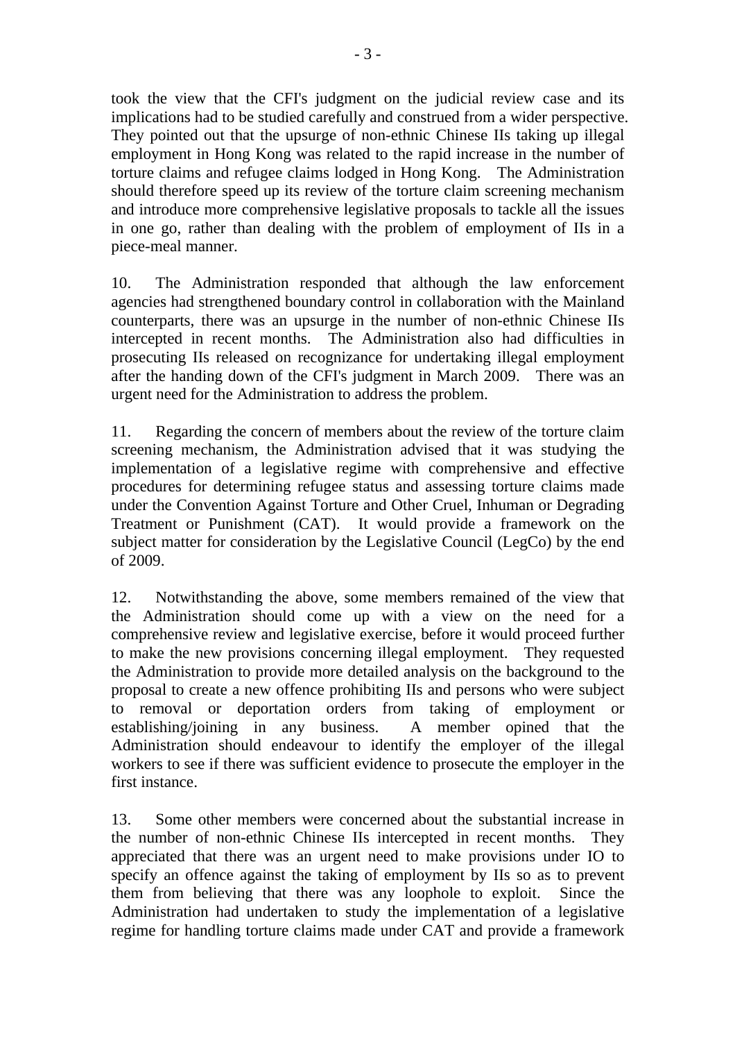took the view that the CFI's judgment on the judicial review case and its implications had to be studied carefully and construed from a wider perspective. They pointed out that the upsurge of non-ethnic Chinese IIs taking up illegal employment in Hong Kong was related to the rapid increase in the number of torture claims and refugee claims lodged in Hong Kong. The Administration should therefore speed up its review of the torture claim screening mechanism and introduce more comprehensive legislative proposals to tackle all the issues in one go, rather than dealing with the problem of employment of IIs in a piece-meal manner.

10. The Administration responded that although the law enforcement agencies had strengthened boundary control in collaboration with the Mainland counterparts, there was an upsurge in the number of non-ethnic Chinese IIs intercepted in recent months. The Administration also had difficulties in prosecuting IIs released on recognizance for undertaking illegal employment after the handing down of the CFI's judgment in March 2009. There was an urgent need for the Administration to address the problem.

11. Regarding the concern of members about the review of the torture claim screening mechanism, the Administration advised that it was studying the implementation of a legislative regime with comprehensive and effective procedures for determining refugee status and assessing torture claims made under the Convention Against Torture and Other Cruel, Inhuman or Degrading Treatment or Punishment (CAT). It would provide a framework on the subject matter for consideration by the Legislative Council (LegCo) by the end of 2009.

12. Notwithstanding the above, some members remained of the view that the Administration should come up with a view on the need for a comprehensive review and legislative exercise, before it would proceed further to make the new provisions concerning illegal employment. They requested the Administration to provide more detailed analysis on the background to the proposal to create a new offence prohibiting IIs and persons who were subject to removal or deportation orders from taking of employment or establishing/joining in any business. A member opined that the Administration should endeavour to identify the employer of the illegal workers to see if there was sufficient evidence to prosecute the employer in the first instance.

13. Some other members were concerned about the substantial increase in the number of non-ethnic Chinese IIs intercepted in recent months. They appreciated that there was an urgent need to make provisions under IO to specify an offence against the taking of employment by IIs so as to prevent them from believing that there was any loophole to exploit. Since the Administration had undertaken to study the implementation of a legislative regime for handling torture claims made under CAT and provide a framework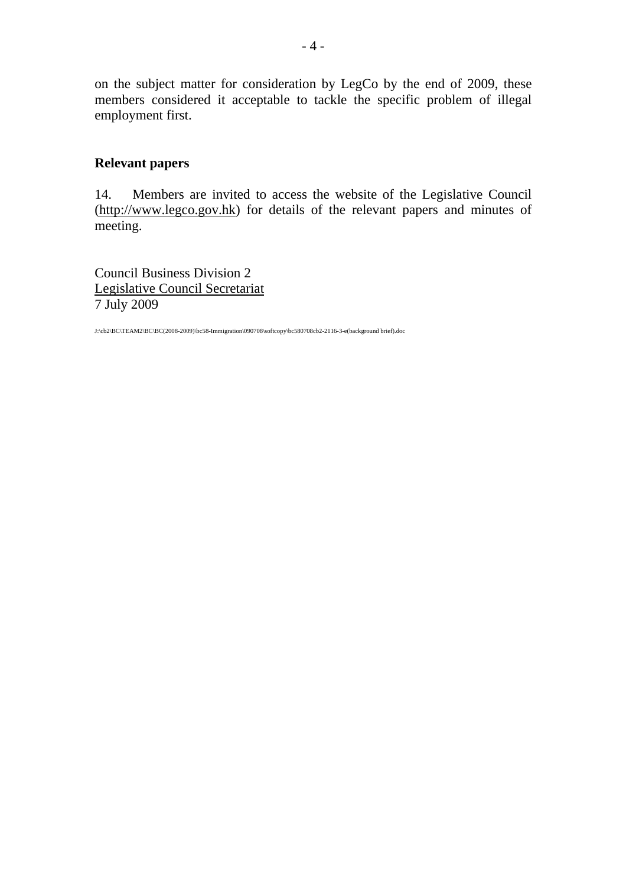on the subject matter for consideration by LegCo by the end of 2009, these members considered it acceptable to tackle the specific problem of illegal employment first.

## Relevant papers

14. Members are invited to access the website of the Legislative Council (http://www.legco.gov.hk) for details of the relevant papers and minutes of meeting.

Council Business Division 2
Legislative Council Secretariat
7 July 2009

J:\cb2\BC\TEAM2\BC\BC(2008-2009)\bc58-Immigration\090708\softcopy\bc580708cb2-2116-3-e(background brief).doc